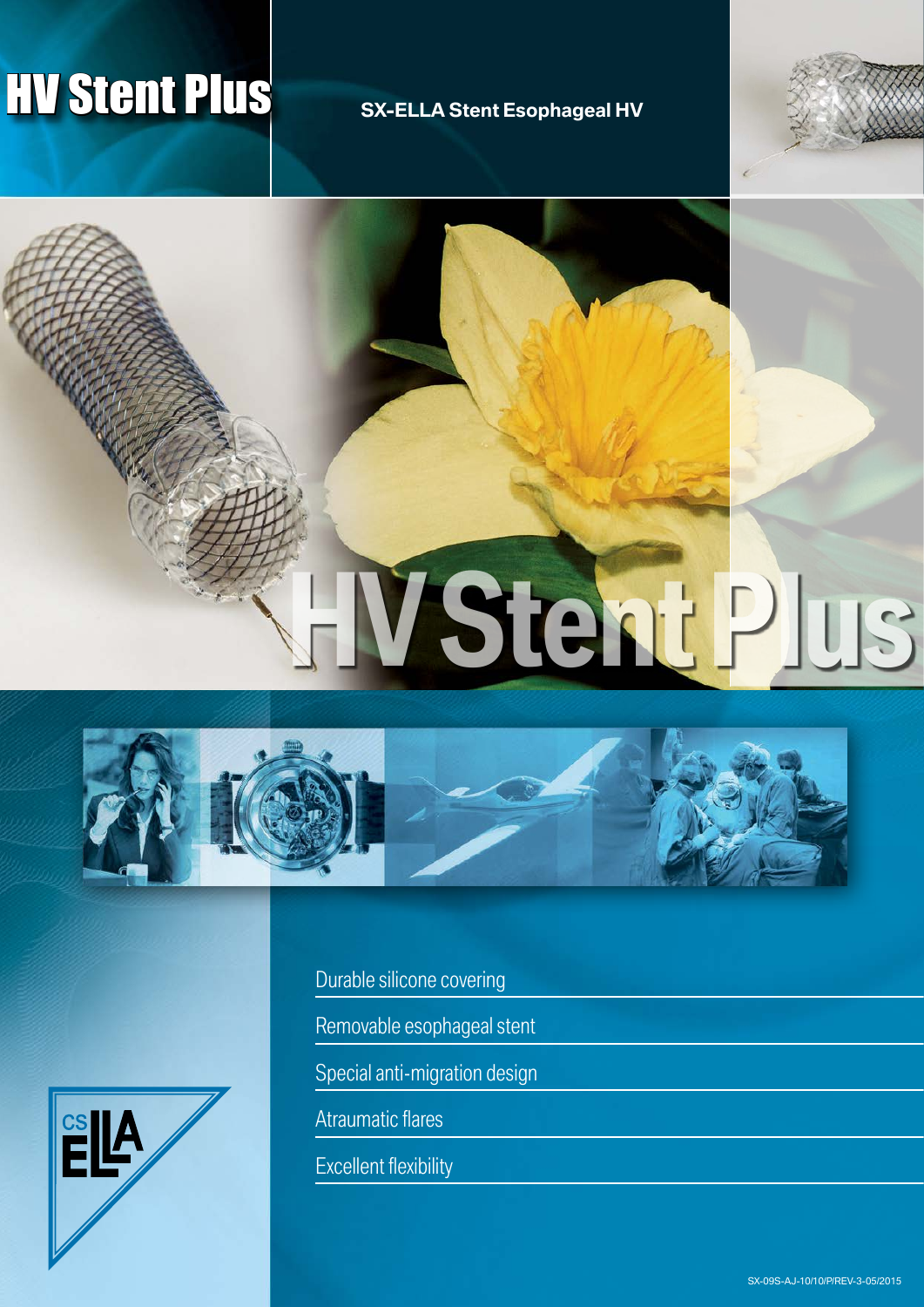# HV Stent Plus

## SX-ELLA Stent Esophageal HV

HV Stent Plus

- Durable silicone covering
- Removable esophageal stent
- Special anti-migration design
- Atraumatic flares
- Excellent flexibility

CS ELLA

SX-09S-AJ-10/10/P/REV-3-05/2015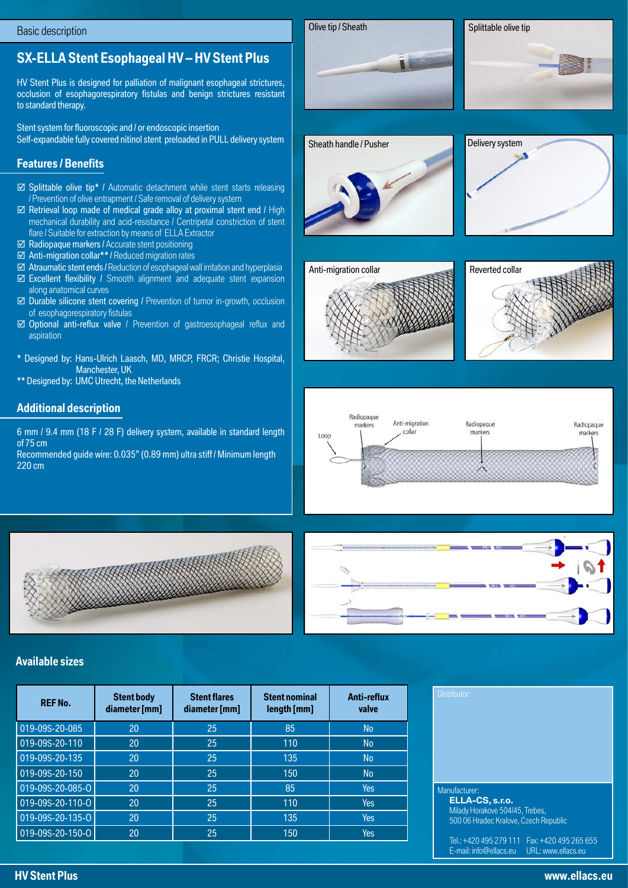Basic description

## SX-ELLA Stent Esophageal HV – HV Stent Plus

HV Stent Plus is designed for palliation of malignant esophageal strictures, occlusion of esophagorespiratory fistulas and benign strictures resistant to standard therapy.

Stent system for fluoroscopic and / or endoscopic insertion
Self-expandable fully covered nitinol stent preloaded in PULL delivery system

### Features / Benefits

- ☑ Splittable olive tip* / Automatic detachment while stent starts releasing / Prevention of olive entrapment / Safe removal of delivery system
- ☑ Retrieval loop made of medical grade alloy at proximal stent end / High mechanical durability and acid-resistance / Centripetal constriction of stent flare / Suitable for extraction by means of ELLA Extractor
- ☑ Radiopaque markers / Accurate stent positioning
- ☑ Anti-migration collar** / Reduced migration rates
- ☑ Atraumatic stent ends / Reduction of esophageal wall irritation and hyperplasia
- ☑ Excellent flexibility / Smooth alignment and adequate stent expansion along anatomical curves
- ☑ Durable silicone stent covering / Prevention of tumor in-growth, occlusion of esophagorespiratory fistulas
- ☑ Optional anti-reflux valve / Prevention of gastroesophageal reflux and aspiration

\* Designed by: Hans-Ulrich Laasch, MD, MRCP, FRCR; Christie Hospital, Manchester, UK
** Designed by: UMC Utrecht, the Netherlands

### Additional description

6 mm / 9.4 mm (18 F / 28 F) delivery system, available in standard length of 75 cm
Recommended guide wire: 0.035" (0.89 mm) ultra stiff / Minimum length 220 cm

Olive tip / Sheath

Splittable olive tip

Sheath handle / Pusher

Delivery system

Anti-migration collar

Reverted collar

Loop
Radiopaque markers
Anti-migration collar
Radiopaque markers
Radiopaque markers

### Available sizes

| REF No. | Stent body diameter [mm] | Stent flares diameter [mm] | Stent nominal length [mm] | Anti-reflux valve |
|---|---|---|---|---|
| 019-09S-20-085 | 20 | 25 | 85 | No |
| 019-09S-20-110 | 20 | 25 | 110 | No |
| 019-09S-20-135 | 20 | 25 | 135 | No |
| 019-09S-20-150 | 20 | 25 | 150 | No |
| 019-09S-20-085-O | 20 | 25 | 85 | Yes |
| 019-09S-20-110-O | 20 | 25 | 110 | Yes |
| 019-09S-20-135-O | 20 | 25 | 135 | Yes |
| 019-09S-20-150-O | 20 | 25 | 150 | Yes |

Distributor:

Manufacturer:
**ELLA-CS, s.r.o.**
Milady Horakove 504/45, Trebes,
500 06 Hradec Kralove, Czech Republic

Tel.: +420 495 279 111 Fax: +420 495 265 655
E-mail: info@ellacs.eu URL: www.ellacs.eu

**HV Stent Plus** **www.ellacs.eu**